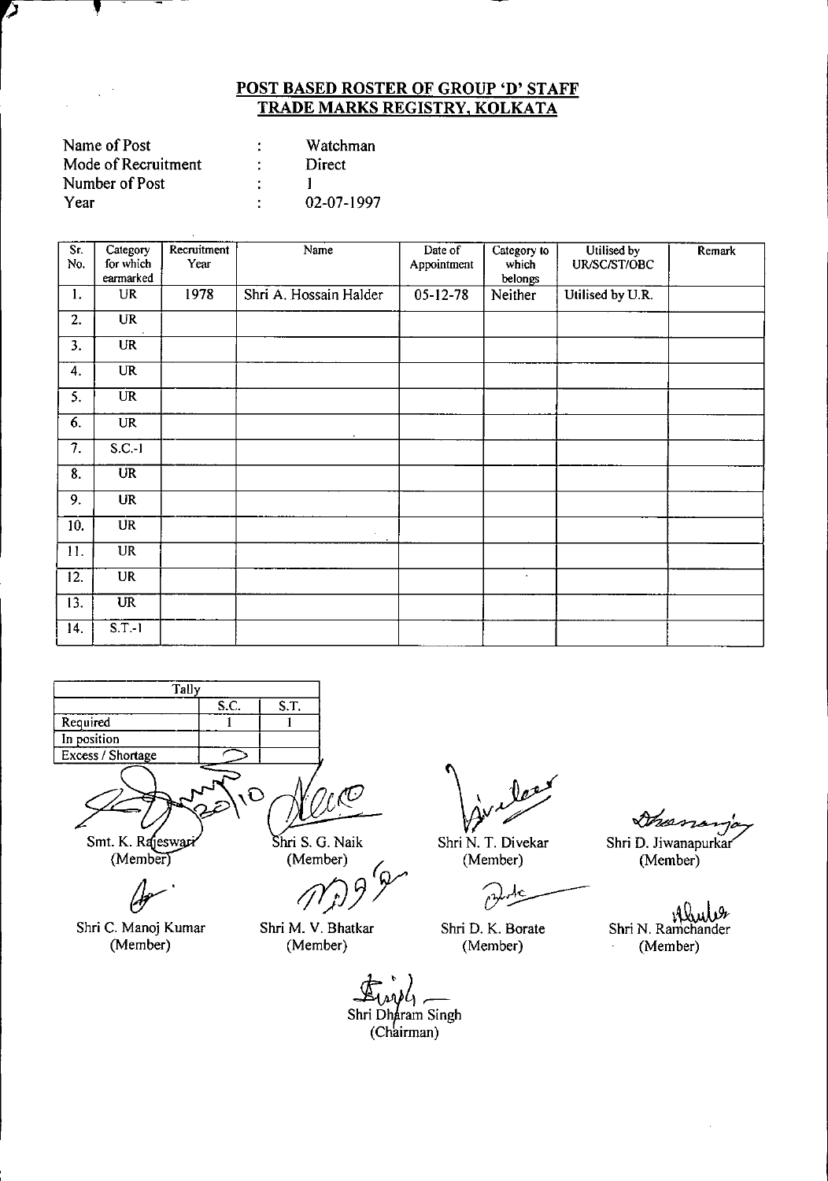## POST BASED ROSTER OF GROUP 'D' STAFF
## TRADE MARKS REGISTRY, KOLKATA

| | | |
|---|---|---|
| Name of Post | : | Watchman |
| Mode of Recruitment | : | Direct |
| Number of Post | : | 1 |
| Year | : | 02-07-1997 |

| Sr. No. | Category for which earmarked | Recruitment Year | Name | Date of Appointment | Category to which belongs | Utilised by UR/SC/ST/OBC | Remark |
|---|---|---|---|---|---|---|---|
| 1. | UR | 1978 | Shri A. Hossain Halder | 05-12-78 | Neither | Utilised by U.R. | |
| 2. | UR | | | | | | |
| 3. | UR | | | | | | |
| 4. | UR | | | | | | |
| 5. | UR | | | | | | |
| 6. | UR | | | | | | |
| 7. | S.C.-1 | | | | | | |
| 8. | UR | | | | | | |
| 9. | UR | | | | | | |
| 10. | UR | | | | | | |
| 11. | UR | | | | | | |
| 12. | UR | | | | | | |
| 13. | UR | | | | | | |
| 14. | S.T.-1 | | | | | | |

| Tally | S.C. | S.T. |
|---|---|---|
| Required | 1 | 1 |
| In position | | |
| Excess / Shortage | | |

Smt. K. Rajeswari (Member) | Shri S. G. Naik (Member) | Shri N. T. Divekar (Member) | Shri D. Jiwanapurkar (Member)

Shri C. Manoj Kumar (Member) | Shri M. V. Bhatkar (Member) | Shri D. K. Borate (Member) | Shri N. Ramchander (Member)

Shri Dharam Singh (Chairman)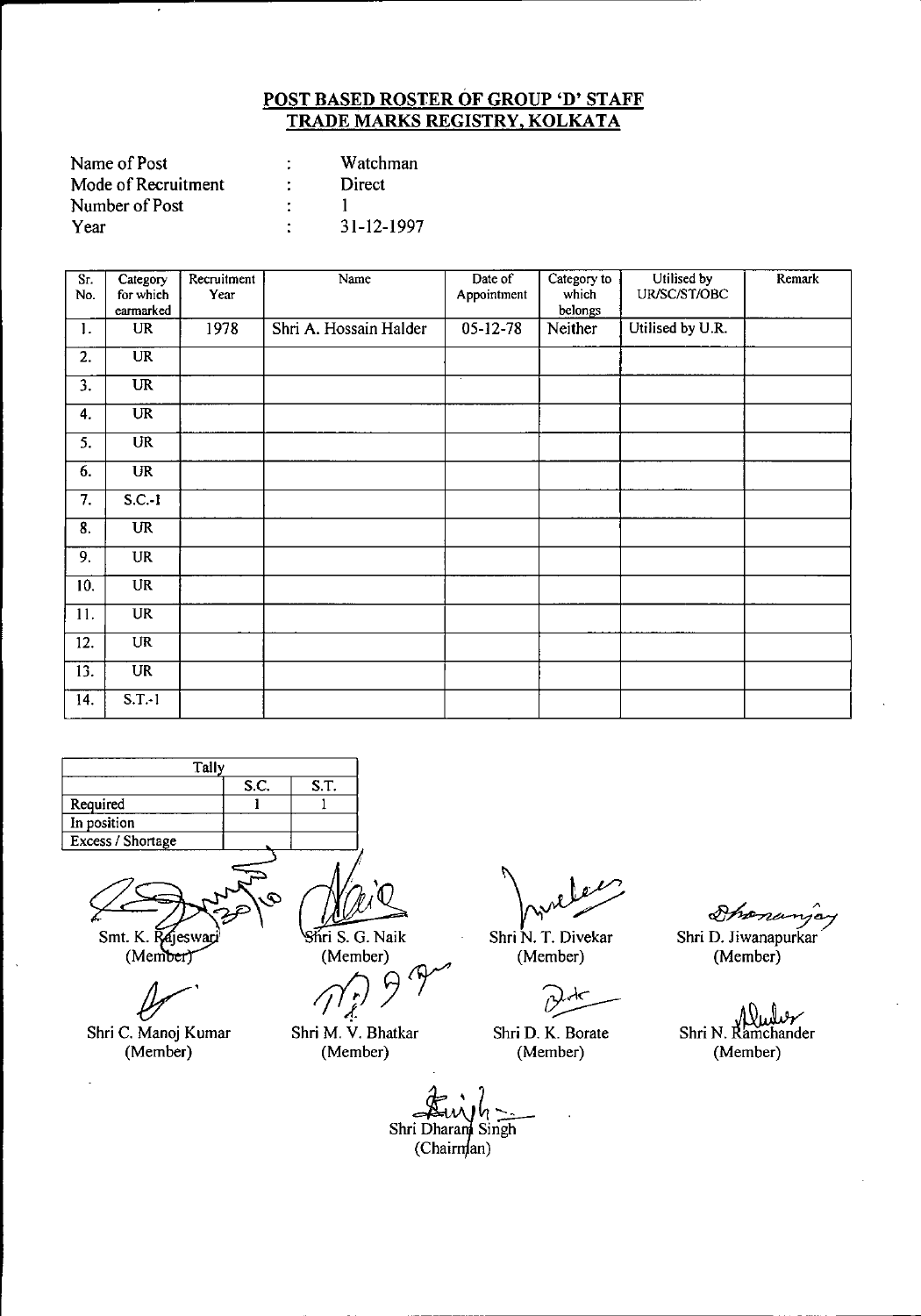## POST BASED ROSTER OF GROUP 'D' STAFF
## TRADE MARKS REGISTRY, KOLKATA

| | | |
|---|---|---|
| Name of Post | : | Watchman |
| Mode of Recruitment | : | Direct |
| Number of Post | : | 1 |
| Year | : | 31-12-1997 |

| Sr. No. | Category for which earmarked | Recruitment Year | Name | Date of Appointment | Category to which belongs | Utilised by UR/SC/ST/OBC | Remark |
|---|---|---|---|---|---|---|---|
| 1. | UR | 1978 | Shri A. Hossain Halder | 05-12-78 | Neither | Utilised by U.R. | |
| 2. | UR | | | | | | |
| 3. | UR | | | | | | |
| 4. | UR | | | | | | |
| 5. | UR | | | | | | |
| 6. | UR | | | | | | |
| 7. | S.C.-I | | | | | | |
| 8. | UR | | | | | | |
| 9. | UR | | | | | | |
| 10. | UR | | | | | | |
| 11. | UR | | | | | | |
| 12. | UR | | | | | | |
| 13. | UR | | | | | | |
| 14. | S.T.-1 | | | | | | |

| Tally | | |
|---|---|---|
| | S.C. | S.T. |
| Required | 1 | 1 |
| In position | | |
| Excess / Shortage | | |

Smt. K. Rajeswari (Member) — Shri S. G. Naik (Member) — Shri N. T. Divekar (Member) — Shri D. Jiwanapurkar (Member)

Shri C. Manoj Kumar (Member) — Shri M. V. Bhatkar (Member) — Shri D. K. Borate (Member) — Shri N. Ramchander (Member)

Shri Dharam Singh (Chairman)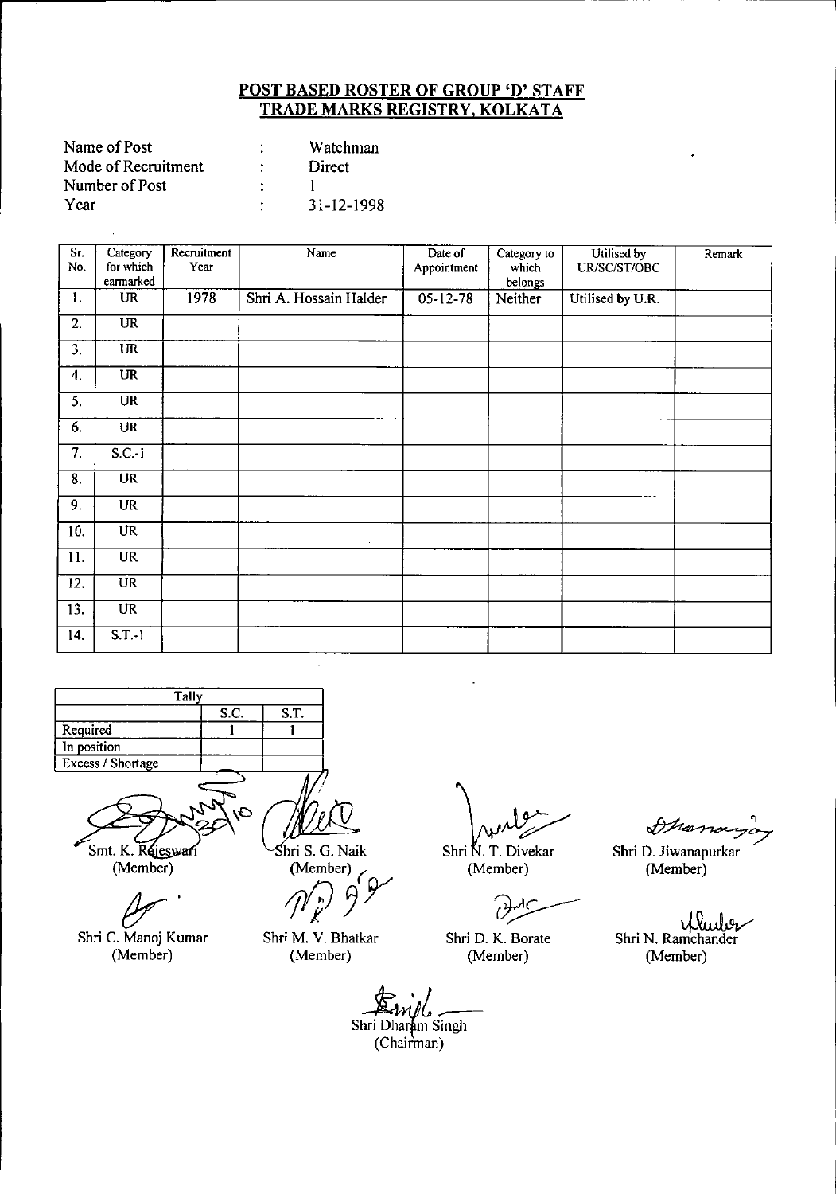## POST BASED ROSTER OF GROUP 'D' STAFF
## TRADE MARKS REGISTRY, KOLKATA

| | | |
|---|---|---|
| Name of Post | : | Watchman |
| Mode of Recruitment | : | Direct |
| Number of Post | : | 1 |
| Year | : | 31-12-1998 |

| Sr. No. | Category for which earmarked | Recruitment Year | Name | Date of Appointment | Category to which belongs | Utilised by UR/SC/ST/OBC | Remark |
|---|---|---|---|---|---|---|---|
| 1. | UR | 1978 | Shri A. Hossain Halder | 05-12-78 | Neither | Utilised by U.R. | |
| 2. | UR | | | | | | |
| 3. | UR | | | | | | |
| 4. | UR | | | | | | |
| 5. | UR | | | | | | |
| 6. | UR | | | | | | |
| 7. | S.C.-1 | | | | | | |
| 8. | UR | | | | | | |
| 9. | UR | | | | | | |
| 10. | UR | | | | | | |
| 11. | UR | | | | | | |
| 12. | UR | | | | | | |
| 13. | UR | | | | | | |
| 14. | S.T.-1 | | | | | | |

| Tally | S.C. | S.T. |
|---|---|---|
| Required | 1 | 1 |
| In position | | |
| Excess / Shortage | | |

Smt. K. Rajeswari (Member)

Shri S. G. Naik (Member)

Shri N. T. Divekar (Member)

Shri D. Jiwanapurkar (Member)

Shri C. Manoj Kumar (Member)

Shri M. V. Bhatkar (Member)

Shri D. K. Borate (Member)

Shri N. Ramchander (Member)

Shri Dharam Singh (Chairman)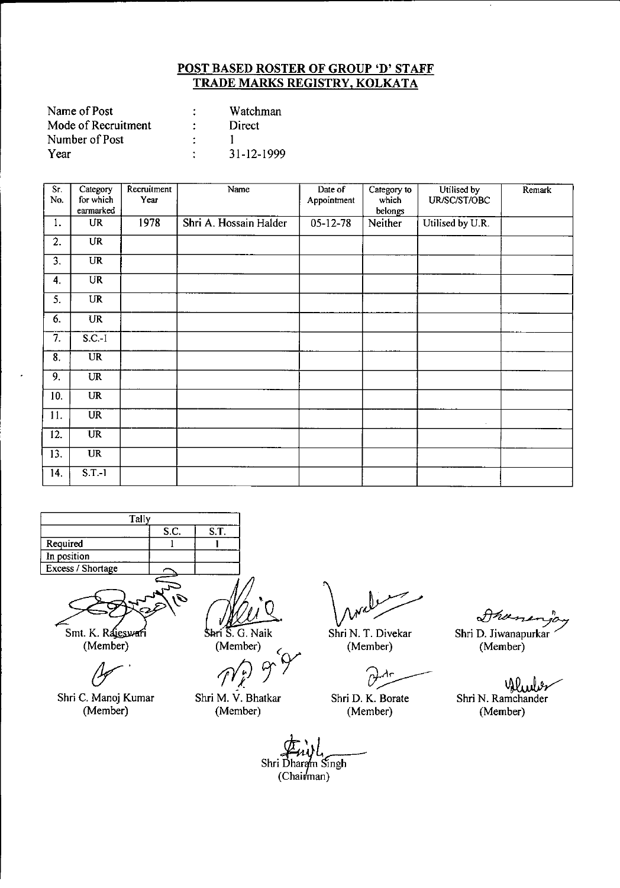## POST BASED ROSTER OF GROUP 'D' STAFF
## TRADE MARKS REGISTRY, KOLKATA

| | | |
|---|---|---|
| Name of Post | : | Watchman |
| Mode of Recruitment | : | Direct |
| Number of Post | : | 1 |
| Year | : | 31-12-1999 |

| Sr. No. | Category for which earmarked | Recruitment Year | Name | Date of Appointment | Category to which belongs | Utilised by UR/SC/ST/OBC | Remark |
|---|---|---|---|---|---|---|---|
| 1. | UR | 1978 | Shri A. Hossain Halder | 05-12-78 | Neither | Utilised by U.R. | |
| 2. | UR | | | | | | |
| 3. | UR | | | | | | |
| 4. | UR | | | | | | |
| 5. | UR | | | | | | |
| 6. | UR | | | | | | |
| 7. | S.C.-1 | | | | | | |
| 8. | UR | | | | | | |
| 9. | UR | | | | | | |
| 10. | UR | | | | | | |
| 11. | UR | | | | | | |
| 12. | UR | | | | | | |
| 13. | UR | | | | | | |
| 14. | S.T.-1 | | | | | | |

| Tally | S.C. | S.T. |
|---|---|---|
| Required | 1 | 1 |
| In position | | |
| Excess / Shortage | | |

Smt. K. Rajeswari (Member)

Shri S. G. Naik (Member)

Shri N. T. Divekar (Member)

Shri D. Jiwanapurkar (Member)

Shri C. Manoj Kumar (Member)

Shri M. V. Bhatkar (Member)

Shri D. K. Borate (Member)

Shri N. Ramchander (Member)

Shri Dharam Singh (Chairman)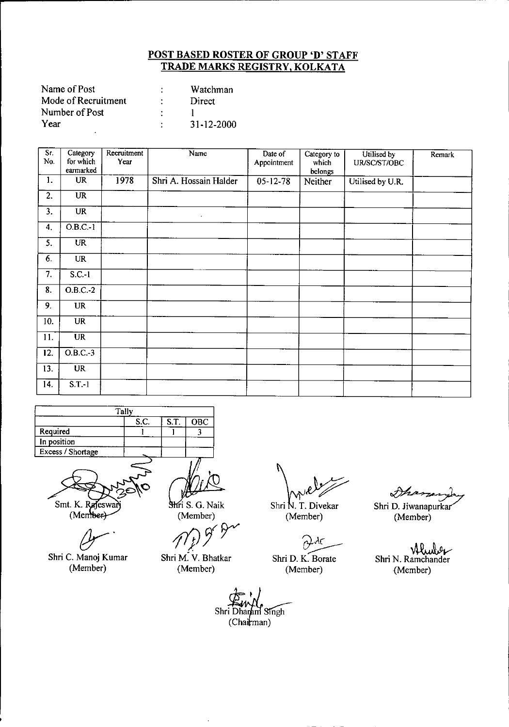## POST BASED ROSTER OF GROUP 'D' STAFF
## TRADE MARKS REGISTRY, KOLKATA

| | | |
|---|---|---|
| Name of Post | : | Watchman |
| Mode of Recruitment | : | Direct |
| Number of Post | : | 1 |
| Year | : | 31-12-2000 |

| Sr. No. | Category for which earmarked | Recruitment Year | Name | Date of Appointment | Category to which belongs | Utilised by UR/SC/ST/OBC | Remark |
|---|---|---|---|---|---|---|---|
| 1. | UR | 1978 | Shri A. Hossain Halder | 05-12-78 | Neither | Utilised by U.R. | |
| 2. | UR | | | | | | |
| 3. | UR | | | | | | |
| 4. | O.B.C.-1 | | | | | | |
| 5. | UR | | | | | | |
| 6. | UR | | | | | | |
| 7. | S.C.-1 | | | | | | |
| 8. | O.B.C.-2 | | | | | | |
| 9. | UR | | | | | | |
| 10. | UR | | | | | | |
| 11. | UR | | | | | | |
| 12. | O.B.C.-3 | | | | | | |
| 13. | UR | | | | | | |
| 14. | S.T.-1 | | | | | | |

| Tally | | | |
|---|---|---|---|
| | S.C. | S.T. | OBC |
| Required | 1 | 1 | 3 |
| In position | | | |
| Excess / Shortage | | | |

Smt. K. Rajeswari (Member)

Shri S. G. Naik (Member)

Shri N. T. Divekar (Member)

Shri D. Jiwanapurkar (Member)

Shri C. Manoj Kumar (Member)

Shri M. V. Bhatkar (Member)

Shri D. K. Borate (Member)

Shri N. Ramchander (Member)

Shri Dharam Singh (Chairman)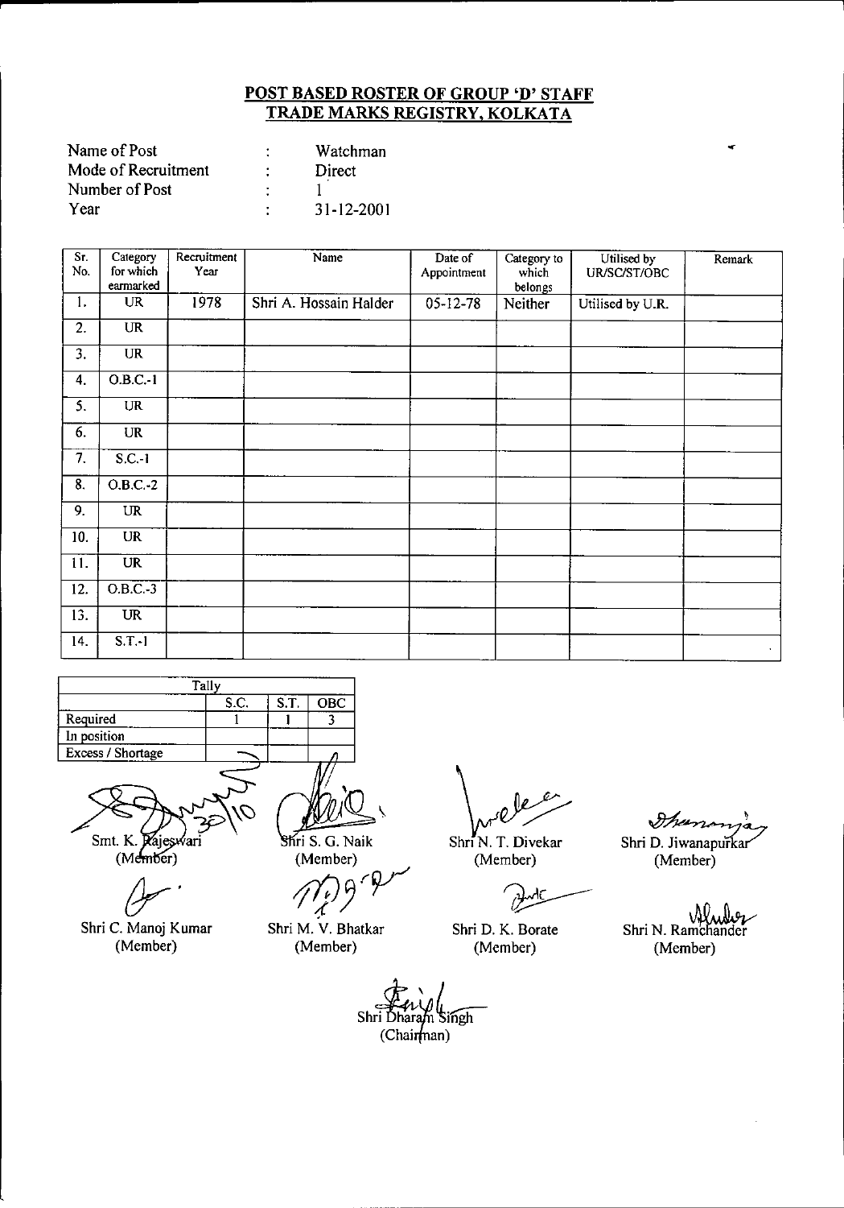## POST BASED ROSTER OF GROUP 'D' STAFF
## TRADE MARKS REGISTRY, KOLKATA

Name of Post : Watchman
Mode of Recruitment : Direct
Number of Post : 1
Year : 31-12-2001

| Sr. No. | Category for which earmarked | Recruitment Year | Name | Date of Appointment | Category to which belongs | Utilised by UR/SC/ST/OBC | Remark |
|---|---|---|---|---|---|---|---|
| 1. | UR | 1978 | Shri A. Hossain Halder | 05-12-78 | Neither | Utilised by U.R. | |
| 2. | UR | | | | | | |
| 3. | UR | | | | | | |
| 4. | O.B.C.-1 | | | | | | |
| 5. | UR | | | | | | |
| 6. | UR | | | | | | |
| 7. | S.C.-1 | | | | | | |
| 8. | O.B.C.-2 | | | | | | |
| 9. | UR | | | | | | |
| 10. | UR | | | | | | |
| 11. | UR | | | | | | |
| 12. | O.B.C.-3 | | | | | | |
| 13. | UR | | | | | | |
| 14. | S.T.-1 | | | | | | |

| Tally | S.C. | S.T. | OBC |
|---|---|---|---|
| Required | 1 | 1 | 3 |
| In position | | | |
| Excess / Shortage | | | |

Smt. K. Rajeswari (Member)

Shri S. G. Naik (Member)

Shri N. T. Divekar (Member)

Shri D. Jiwanapurkar (Member)

Shri C. Manoj Kumar (Member)

Shri M. V. Bhatkar (Member)

Shri D. K. Borate (Member)

Shri N. Ramchander (Member)

Shri Dharam Singh (Chairman)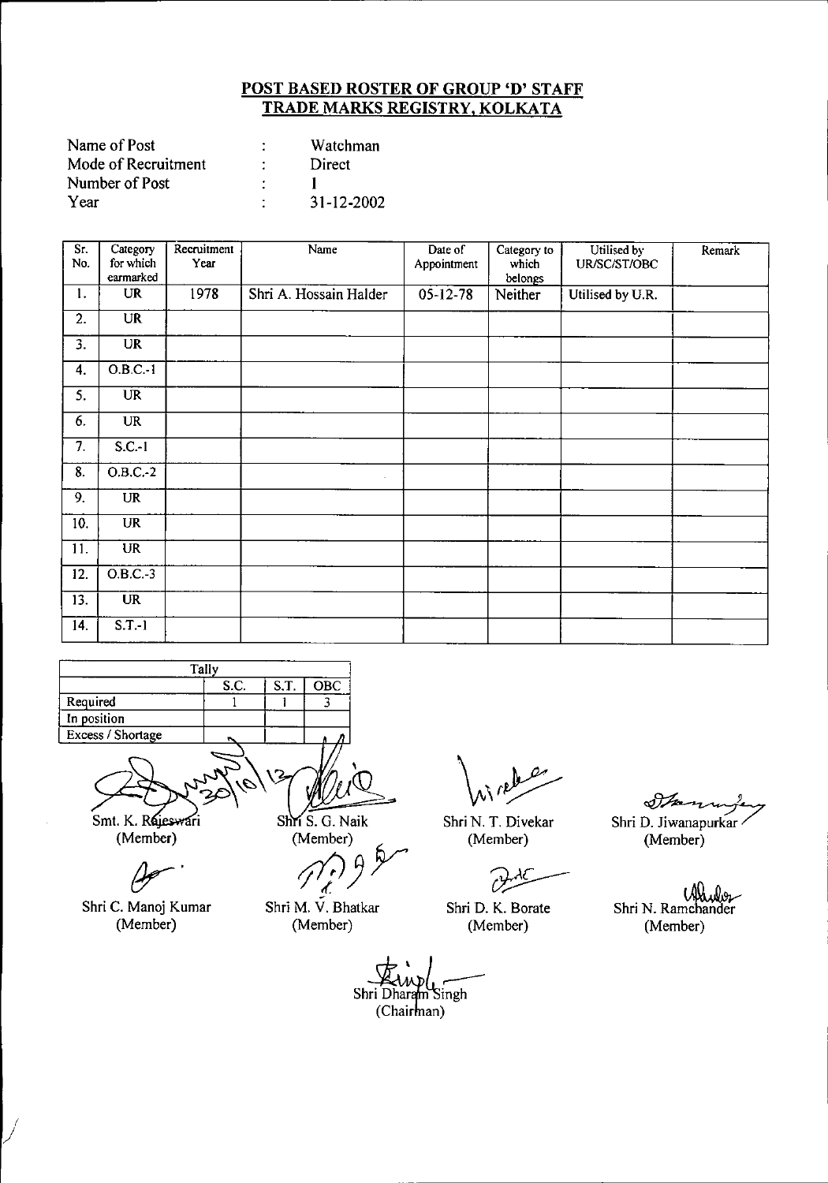# POST BASED ROSTER OF GROUP 'D' STAFF
# TRADE MARKS REGISTRY, KOLKATA

| | | |
|---|---|---|
| Name of Post | : | Watchman |
| Mode of Recruitment | : | Direct |
| Number of Post | : | 1 |
| Year | : | 31-12-2002 |

| Sr. No. | Category for which earmarked | Recruitment Year | Name | Date of Appointment | Category to which belongs | Utilised by UR/SC/ST/OBC | Remark |
|---|---|---|---|---|---|---|---|
| 1. | UR | 1978 | Shri A. Hossain Halder | 05-12-78 | Neither | Utilised by U.R. | |
| 2. | UR | | | | | | |
| 3. | UR | | | | | | |
| 4. | O.B.C.-1 | | | | | | |
| 5. | UR | | | | | | |
| 6. | UR | | | | | | |
| 7. | S.C.-1 | | | | | | |
| 8. | O.B.C.-2 | | | | | | |
| 9. | UR | | | | | | |
| 10. | UR | | | | | | |
| 11. | UR | | | | | | |
| 12. | O.B.C.-3 | | | | | | |
| 13. | UR | | | | | | |
| 14. | S.T.-1 | | | | | | |

| Tally | | | |
|---|---|---|---|
| | S.C. | S.T. | OBC |
| Required | 1 | 1 | 3 |
| In position | | | |
| Excess / Shortage | | | |

Smt. K. Rajeswari (Member)
Shri S. G. Naik (Member)
Shri N. T. Divekar (Member)
Shri D. Jiwanapurkar (Member)

Shri C. Manoj Kumar (Member)
Shri M. V. Bhatkar (Member)
Shri D. K. Borate (Member)
Shri N. Ramchander (Member)

Shri Dharam Singh (Chairman)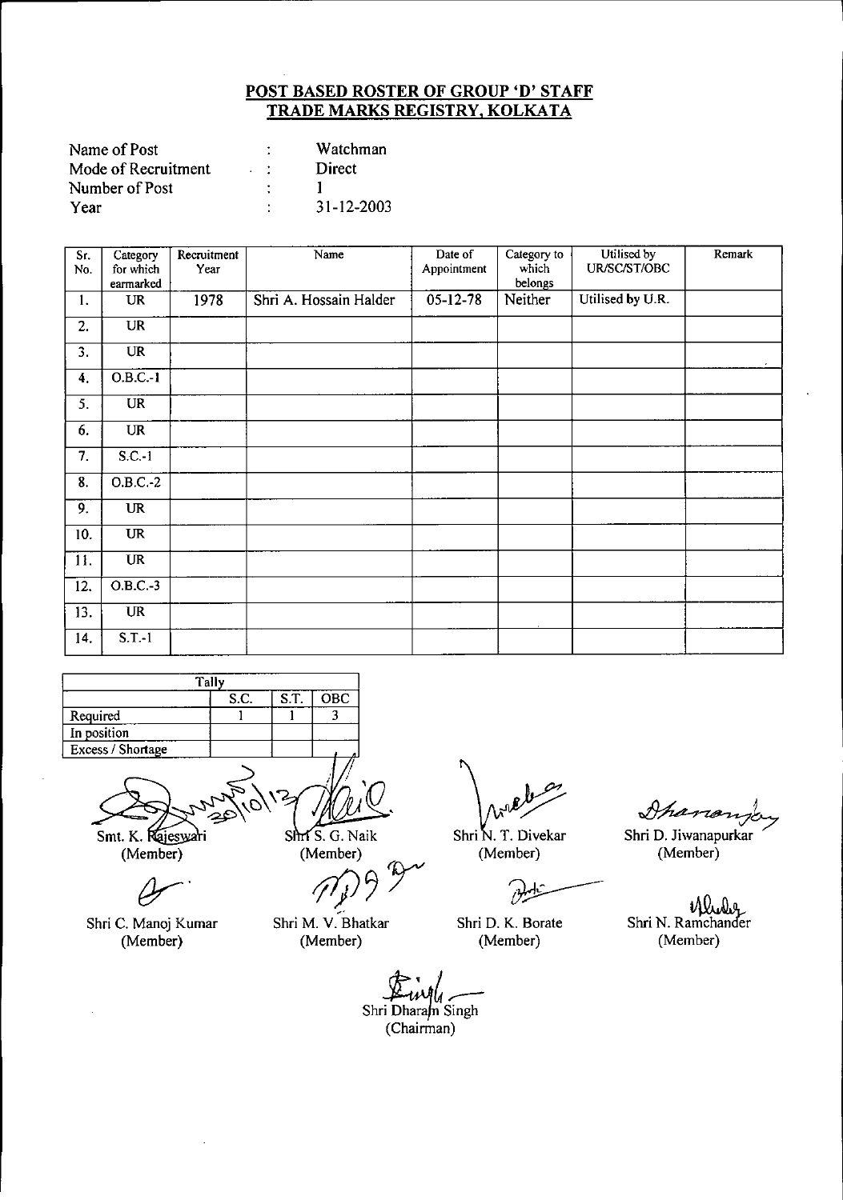## POST BASED ROSTER OF GROUP 'D' STAFF
## TRADE MARKS REGISTRY, KOLKATA

Name of Post : Watchman
Mode of Recruitment : Direct
Number of Post : 1
Year : 31-12-2003

| Sr. No. | Category for which earmarked | Recruitment Year | Name | Date of Appointment | Category to which belongs | Utilised by UR/SC/ST/OBC | Remark |
|---|---|---|---|---|---|---|---|
| 1. | UR | 1978 | Shri A. Hossain Halder | 05-12-78 | Neither | Utilised by U.R. | |
| 2. | UR | | | | | | |
| 3. | UR | | | | | | |
| 4. | O.B.C.-1 | | | | | | |
| 5. | UR | | | | | | |
| 6. | UR | | | | | | |
| 7. | S.C.-1 | | | | | | |
| 8. | O.B.C.-2 | | | | | | |
| 9. | UR | | | | | | |
| 10. | UR | | | | | | |
| 11. | UR | | | | | | |
| 12. | O.B.C.-3 | | | | | | |
| 13. | UR | | | | | | |
| 14. | S.T.-1 | | | | | | |

| Tally | | | |
|---|---|---|---|
| | S.C. | S.T. | OBC |
| Required | 1 | 1 | 3 |
| In position | | | |
| Excess / Shortage | | | |

Smt. K. Rajeswari (Member)    Shri S. G. Naik (Member)    Shri N. T. Divekar (Member)    Shri D. Jiwanapurkar (Member)

Shri C. Manoj Kumar (Member)    Shri M. V. Bhatkar (Member)    Shri D. K. Borate (Member)    Shri N. Ramchander (Member)

Shri Dharam Singh (Chairman)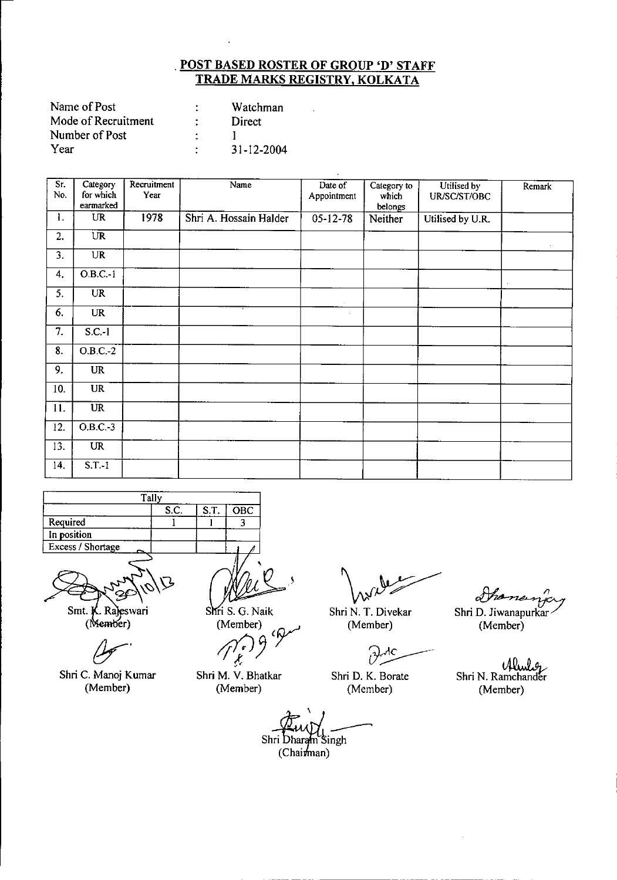## POST BASED ROSTER OF GROUP 'D' STAFF
## TRADE MARKS REGISTRY, KOLKATA

| | | |
|---|---|---|
| Name of Post | : | Watchman |
| Mode of Recruitment | : | Direct |
| Number of Post | : | 1 |
| Year | : | 31-12-2004 |

| Sr. No. | Category for which earmarked | Recruitment Year | Name | Date of Appointment | Category to which belongs | Utilised by UR/SC/ST/OBC | Remark |
|---|---|---|---|---|---|---|---|
| 1. | UR | 1978 | Shri A. Hossain Halder | 05-12-78 | Neither | Utilised by U.R. | |
| 2. | UR | | | | | | |
| 3. | UR | | | | | | |
| 4. | O.B.C.-1 | | | | | | |
| 5. | UR | | | | | | |
| 6. | UR | | | | | | |
| 7. | S.C.-1 | | | | | | |
| 8. | O.B.C.-2 | | | | | | |
| 9. | UR | | | | | | |
| 10. | UR | | | | | | |
| 11. | UR | | | | | | |
| 12. | O.B.C.-3 | | | | | | |
| 13. | UR | | | | | | |
| 14. | S.T.-1 | | | | | | |

| Tally | S.C. | S.T. | OBC |
|---|---|---|---|
| Required | 1 | 1 | 3 |
| In position | | | |
| Excess / Shortage | | | |

Smt. K. Rajeswari (Member) | Shri S. G. Naik (Member) | Shri N. T. Divekar (Member) | Shri D. Jiwanapurkar (Member)

Shri C. Manoj Kumar (Member) | Shri M. V. Bhatkar (Member) | Shri D. K. Borate (Member) | Shri N. Ramchander (Member)

Shri Dharam Singh (Chairman)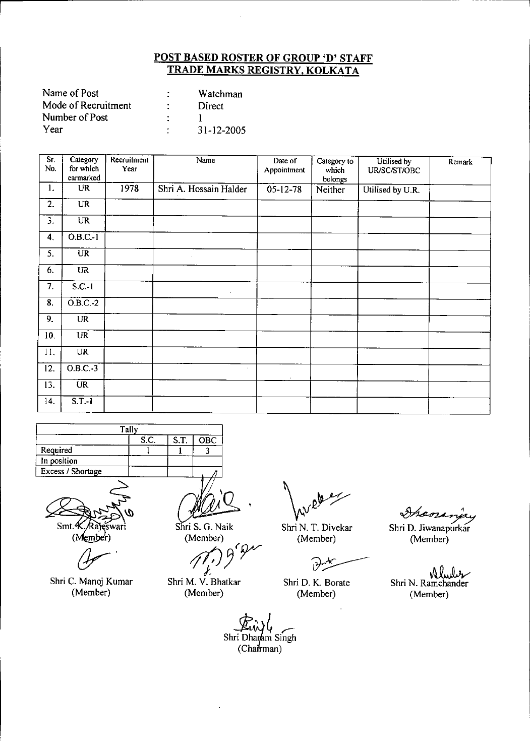## POST BASED ROSTER OF GROUP 'D' STAFF
## TRADE MARKS REGISTRY, KOLKATA

| | | |
|---|---|---|
| Name of Post | : | Watchman |
| Mode of Recruitment | : | Direct |
| Number of Post | : | 1 |
| Year | : | 31-12-2005 |

| Sr. No. | Category for which earmarked | Recruitment Year | Name | Date of Appointment | Category to which belongs | Utilised by UR/SC/ST/OBC | Remark |
|---|---|---|---|---|---|---|---|
| 1. | UR | 1978 | Shri A. Hossain Halder | 05-12-78 | Neither | Utilised by U.R. | |
| 2. | UR | | | | | | |
| 3. | UR | | | | | | |
| 4. | O.B.C.-1 | | | | | | |
| 5. | UR | | | | | | |
| 6. | UR | | | | | | |
| 7. | S.C.-1 | | | | | | |
| 8. | O.B.C.-2 | | | | | | |
| 9. | UR | | | | | | |
| 10. | UR | | | | | | |
| 11. | UR | | | | | | |
| 12. | O.B.C.-3 | | | | | | |
| 13. | UR | | | | | | |
| 14. | S.T.-1 | | | | | | |

| Tally | | | |
|---|---|---|---|
| | S.C. | S.T. | OBC |
| Required | 1 | 1 | 3 |
| In position | | | |
| Excess / Shortage | | | |

Smt. K. Rajeswari (Member) | Shri S. G. Naik (Member) | Shri N. T. Divekar (Member) | Shri D. Jiwanapurkar (Member)

Shri C. Manoj Kumar (Member) | Shri M. V. Bhatkar (Member) | Shri D. K. Borate (Member) | Shri N. Ramchander (Member)

Shri Dharam Singh (Chairman)